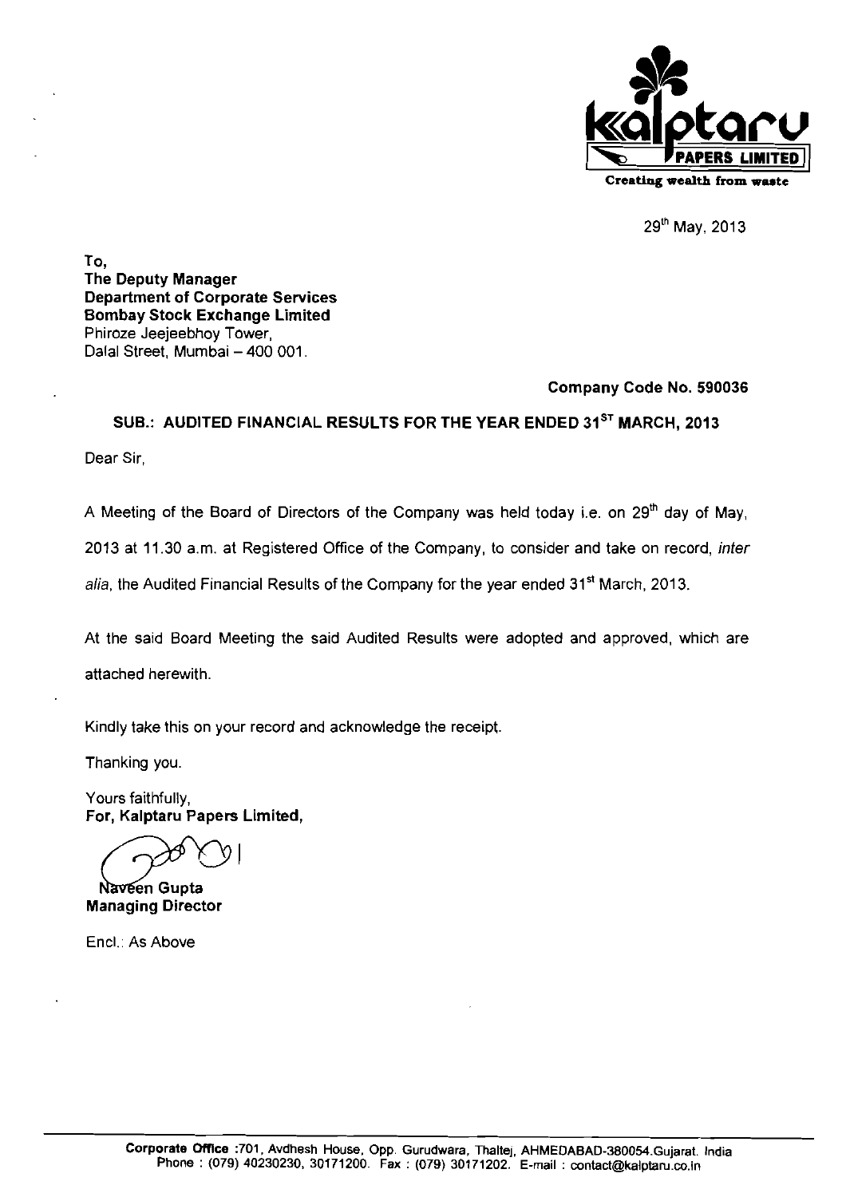**kalptaru PAPERS LIMITED**

Creating wealth from waste

29th May, 2013

**To,**
**The Deputy Manager**
**Department of Corporate Services**
**Bombay Stock Exchange Limited**
Phiroze Jeejeebhoy Tower,
Dalal Street, Mumbai – 400 001.

**Company Code No. 590036**

**SUB.: AUDITED FINANCIAL RESULTS FOR THE YEAR ENDED 31ST MARCH, 2013**

Dear Sir,

A Meeting of the Board of Directors of the Company was held today i.e. on 29th day of May, 2013 at 11.30 a.m. at Registered Office of the Company, to consider and take on record, *inter alia*, the Audited Financial Results of the Company for the year ended 31st March, 2013.

At the said Board Meeting the said Audited Results were adopted and approved, which are attached herewith.

Kindly take this on your record and acknowledge the receipt.

Thanking you.

Yours faithfully,
**For, Kalptaru Papers Limited,**

**Naveen Gupta**
**Managing Director**

Encl.: As Above

**Corporate Office** :701, Avdhesh House, Opp. Gurudwara, Thaltej, AHMEDABAD-380054.Gujarat. India
Phone : (079) 40230230, 30171200. Fax : (079) 30171202. E-mail : contact@kalptaru.co.in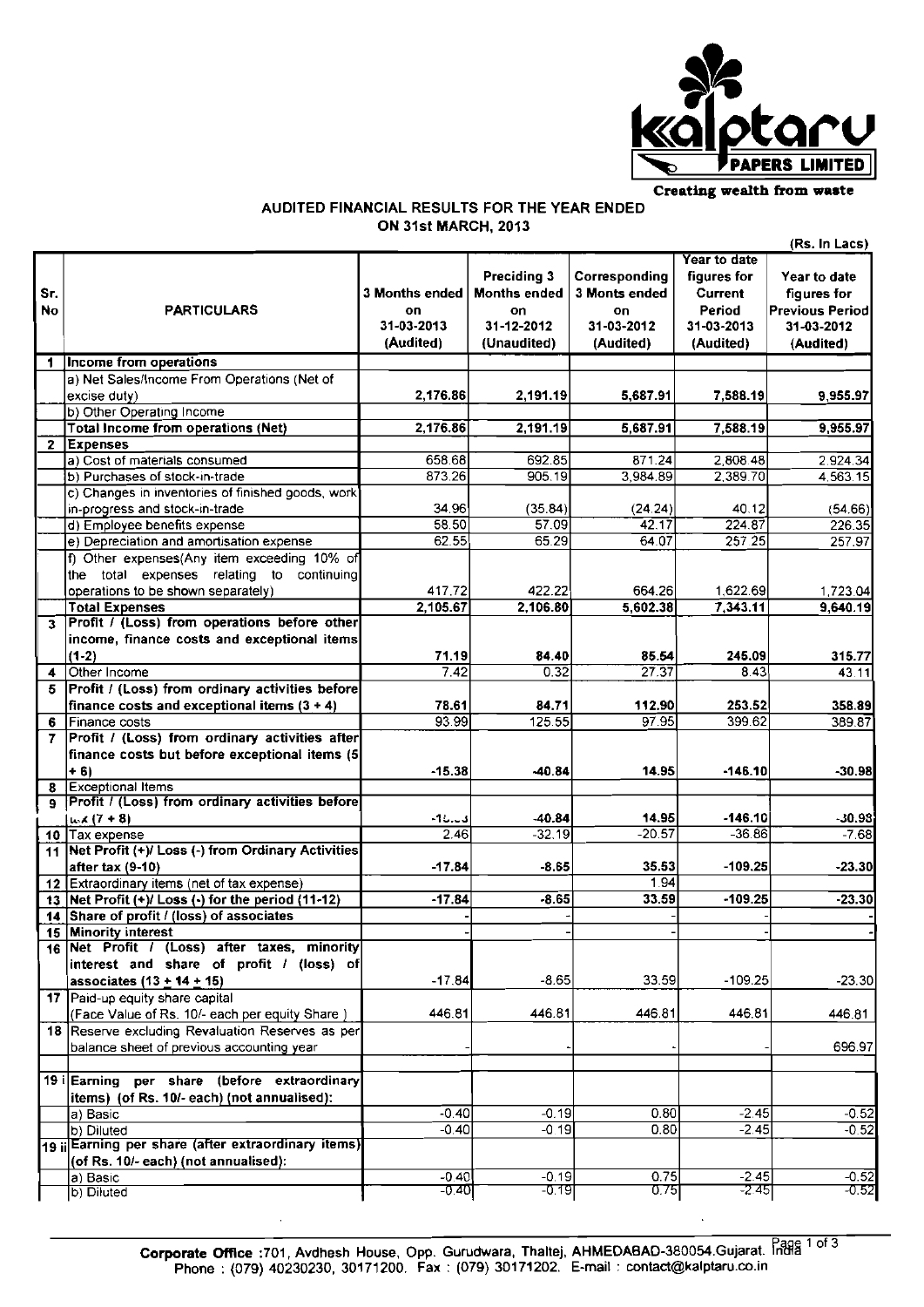kalptaru PAPERS LIMITED

Creating wealth from waste

## AUDITED FINANCIAL RESULTS FOR THE YEAR ENDED ON 31st MARCH, 2013

(Rs. In Lacs)

| Sr. No | PARTICULARS | 3 Months ended on 31-03-2013 (Audited) | Preciding 3 Months ended on 31-12-2012 (Unaudited) | Corresponding 3 Monts ended on 31-03-2012 (Audited) | Year to date figures for Current Period 31-03-2013 (Audited) | Year to date figures for Previous Period 31-03-2012 (Audited) |
|---|---|---|---|---|---|---|
| 1 | **Income from operations** | | | | | |
| | a) Net Sales/Income From Operations (Net of excise duty) | 2,176.86 | 2,191.19 | 5,687.91 | 7,588.19 | 9,955.97 |
| | b) Other Operating Income | | | | | |
| | **Total Income from operations (Net)** | 2,176.86 | 2,191.19 | 5,687.91 | 7,588.19 | 9,955.97 |
| 2 | **Expenses** | | | | | |
| | a) Cost of materials consumed | 658.68 | 692.85 | 871.24 | 2,808.48 | 2,924.34 |
| | b) Purchases of stock-in-trade | 873.26 | 905.19 | 3,984.89 | 2,389.70 | 4,563.15 |
| | c) Changes in inventories of finished goods, work in-progress and stock-in-trade | 34.96 | (35.84) | (24.24) | 40.12 | (54.66) |
| | d) Employee benefits expense | 58.50 | 57.09 | 42.17 | 224.87 | 226.35 |
| | e) Depreciation and amortisation expense | 62.55 | 65.29 | 64.07 | 257.25 | 257.97 |
| | f) Other expenses(Any item exceeding 10% of the total expenses relating to continuing operations to be shown separately) | 417.72 | 422.22 | 664.26 | 1,622.69 | 1,723.04 |
| | **Total Expenses** | 2,105.67 | 2,106.80 | 5,602.38 | 7,343.11 | 9,640.19 |
| 3 | **Profit / (Loss) from operations before other income, finance costs and exceptional items (1-2)** | 71.19 | 84.40 | 85.54 | 245.09 | 315.77 |
| 4 | Other Income | 7.42 | 0.32 | 27.37 | 8.43 | 43.11 |
| 5 | **Profit / (Loss) from ordinary activities before finance costs and exceptional items (3 + 4)** | 78.61 | 84.71 | 112.90 | 253.52 | 358.89 |
| 6 | Finance costs | 93.99 | 125.55 | 97.95 | 399.62 | 389.87 |
| 7 | **Profit / (Loss) from ordinary activities after finance costs but before exceptional items (5 + 6)** | -15.38 | -40.84 | 14.95 | -146.10 | -30.98 |
| 8 | Exceptional Items | | | | | |
| 9 | **Profit / (Loss) from ordinary activities before tax (7 + 8)** | -15.38 | -40.84 | 14.95 | -146.10 | -30.98 |
| 10 | Tax expense | 2.46 | -32.19 | -20.57 | -36.86 | -7.68 |
| 11 | **Net Profit (+)/ Loss (-) from Ordinary Activities after tax (9-10)** | -17.84 | -8.65 | 35.53 | -109.25 | -23.30 |
| 12 | Extraordinary items (net of tax expense) | | | 1.94 | | |
| 13 | **Net Profit (+)/ Loss (-) for the period (11-12)** | -17.84 | -8.65 | 33.59 | -109.25 | -23.30 |
| 14 | **Share of profit / (loss) of associates** | - | - | - | - | - |
| 15 | **Minority interest** | - | - | - | - | - |
| 16 | **Net Profit / (Loss) after taxes, minority interest and share of profit / (loss) of associates (13 + 14 + 15)** | -17.84 | -8.65 | 33.59 | -109.25 | -23.30 |
| 17 | Paid-up equity share capital (Face Value of Rs. 10/- each per equity Share ) | 446.81 | 446.81 | 446.81 | 446.81 | 446.81 |
| 18 | Reserve excluding Revaluation Reserves as per balance sheet of previous accounting year | - | - | - | - | 696.97 |
| 19 i | **Earning per share (before extraordinary items) (of Rs. 10/- each) (not annualised):** | | | | | |
| | a) Basic | -0.40 | -0.19 | 0.80 | -2.45 | -0.52 |
| | b) Diluted | -0.40 | -0.19 | 0.80 | -2.45 | -0.52 |
| 19 ii | **Earning per share (after extraordinary items) (of Rs. 10/- each) (not annualised):** | | | | | |
| | a) Basic | -0.40 | -0.19 | 0.75 | -2.45 | -0.52 |
| | b) Diluted | -0.40 | -0.19 | 0.75 | -2.45 | -0.52 |

**Corporate Office** :701, Avdhesh House, Opp. Gurudwara, Thaltej, AHMEDABAD-380054.Gujarat. India
Phone : (079) 40230230, 30171200. Fax : (079) 30171202. E-mail : contact@kalptaru.co.in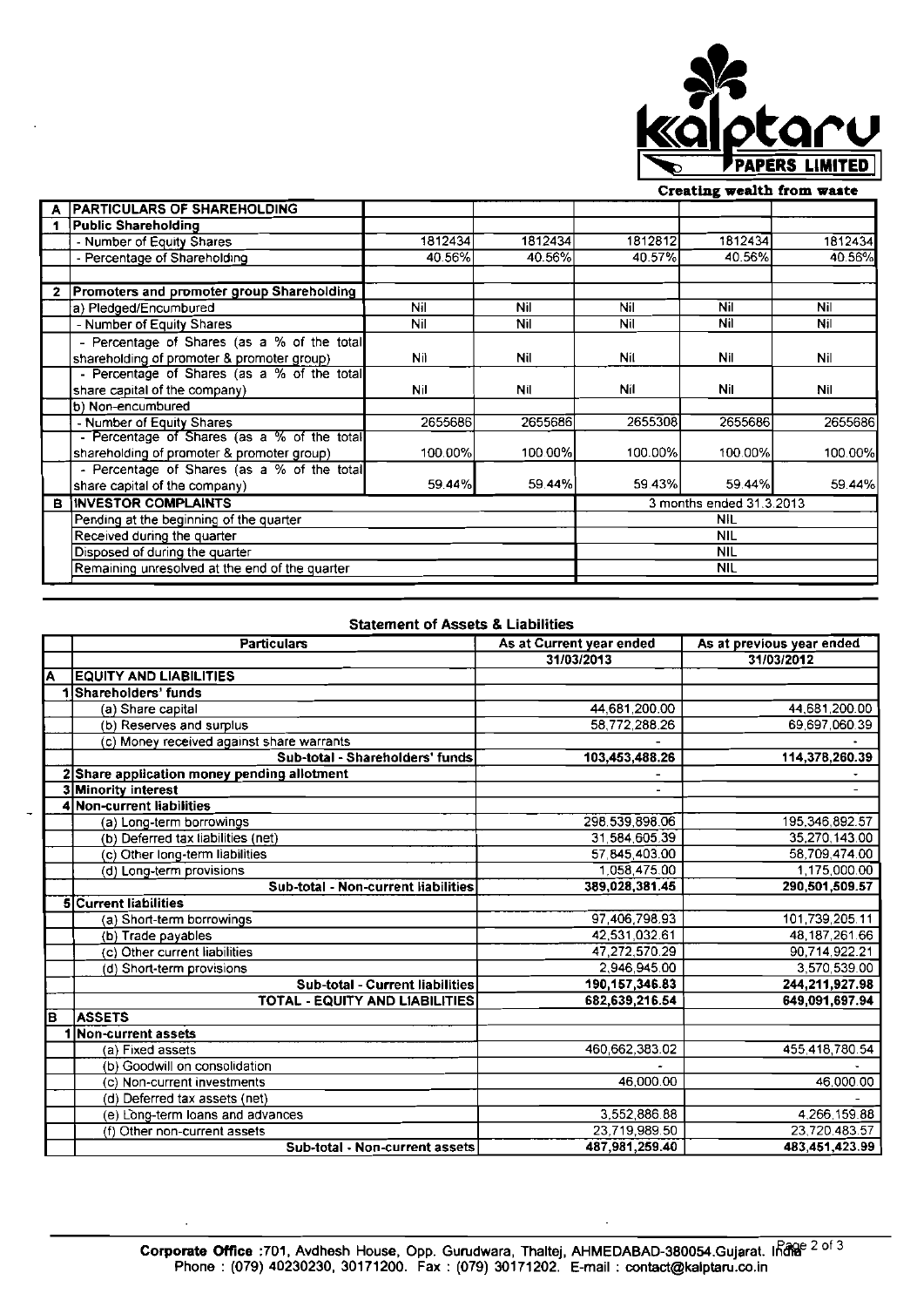**Kalptaru PAPERS LIMITED**

Creating wealth from waste

| | PARTICULARS OF SHAREHOLDING | | | | | |
|---|---|---|---|---|---|---|
| A | PARTICULARS OF SHAREHOLDING | | | | | |
| 1 | Public Shareholding | | | | | |
| | - Number of Equity Shares | 1812434 | 1812434 | 1812812 | 1812434 | 1812434 |
| | - Percentage of Shareholding | 40.56% | 40.56% | 40.57% | 40.56% | 40.56% |
| 2 | Promoters and promoter group Shareholding | | | | | |
| | a) Pledged/Encumbured | Nil | Nil | Nil | Nil | Nil |
| | - Number of Equity Shares | Nil | Nil | Nil | Nil | Nil |
| | - Percentage of Shares (as a % of the total shareholding of promoter & promoter group) | Nil | Nil | Nil | Nil | Nil |
| | - Percentage of Shares (as a % of the total share capital of the company) | Nil | Nil | Nil | Nil | Nil |
| | b) Non-encumbured | | | | | |
| | - Number of Equity Shares | 2655686 | 2655686 | 2655308 | 2655686 | 2655686 |
| | - Percentage of Shares (as a % of the total shareholding of promoter & promoter group) | 100.00% | 100.00% | 100.00% | 100.00% | 100.00% |
| | - Percentage of Shares (as a % of the total share capital of the company) | 59.44% | 59.44% | 59.43% | 59.44% | 59.44% |
| B | INVESTOR COMPLAINTS | | | 3 months ended 31.3.2013 | | |
| | Pending at the beginning of the quarter | | | NIL | | |
| | Received during the quarter | | | NIL | | |
| | Disposed of during the quarter | | | NIL | | |
| | Remaining unresolved at the end of the quarter | | | NIL | | |

## Statement of Assets & Liabilities

| | Particulars | As at Current year ended | As at previous year ended |
|---|---|---|---|
| | | 31/03/2013 | 31/03/2012 |
| A | EQUITY AND LIABILITIES | | |
| 1 | Shareholders' funds | | |
| | (a) Share capital | 44,681,200.00 | 44,681,200.00 |
| | (b) Reserves and surplus | 58,772,288.26 | 69,697,060.39 |
| | (c) Money received against share warrants | - | - |
| | Sub-total - Shareholders' funds | 103,453,488.26 | 114,378,260.39 |
| 2 | Share application money pending allotment | - | - |
| 3 | Minority interest | - | - |
| 4 | Non-current liabilities | | |
| | (a) Long-term borrowings | 298,539,898.06 | 195,346,892.57 |
| | (b) Deferred tax liabilities (net) | 31,584,605.39 | 35,270,143.00 |
| | (c) Other long-term liabilities | 57,845,403.00 | 58,709,474.00 |
| | (d) Long-term provisions | 1,058,475.00 | 1,175,000.00 |
| | Sub-total - Non-current liabilities | 389,028,381.45 | 290,501,509.57 |
| 5 | Current liabilities | | |
| | (a) Short-term borrowings | 97,406,798.93 | 101,739,205.11 |
| | (b) Trade payables | 42,531,032.61 | 48,187,261.66 |
| | (c) Other current liabilities | 47,272,570.29 | 90,714,922.21 |
| | (d) Short-term provisions | 2,946,945.00 | 3,570,539.00 |
| | Sub-total - Current liabilities | 190,157,346.83 | 244,211,927.98 |
| | TOTAL - EQUITY AND LIABILITIES | 682,639,216.54 | 649,091,697.94 |
| B | ASSETS | | |
| 1 | Non-current assets | | |
| | (a) Fixed assets | 460,662,383.02 | 455,418,780.54 |
| | (b) Goodwill on consolidation | - | - |
| | (c) Non-current investments | 46,000.00 | 46,000.00 |
| | (d) Deferred tax assets (net) | | - |
| | (e) Long-term loans and advances | 3,552,886.88 | 4,266,159.88 |
| | (f) Other non-current assets | 23,719,989.50 | 23,720,483.57 |
| | Sub-total - Non-current assets | 487,981,259.40 | 483,451,423.99 |

**Corporate Office** :701, Avdhesh House, Opp. Gurudwara, Thaltej, AHMEDABAD-380054.Gujarat. India
Phone : (079) 40230230, 30171200. Fax : (079) 30171202. E-mail : contact@kalptaru.co.in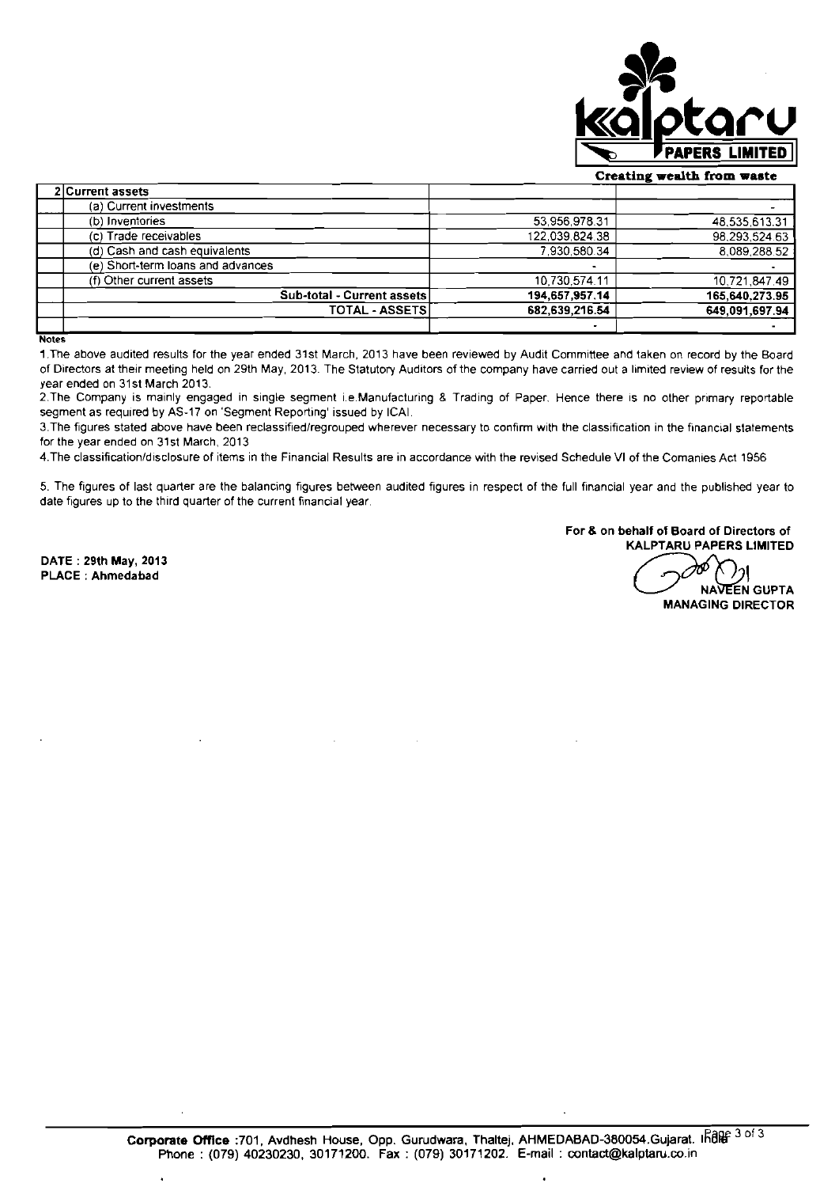**Creating wealth from waste**

| | | | |
|---|---|---|---|
| 2 | **Current assets** | | |
| | (a) Current investments | | - |
| | (b) Inventories | 53,956,978.31 | 48,535,613.31 |
| | (c) Trade receivables | 122,039,824.38 | 98,293,524.63 |
| | (d) Cash and cash equivalents | 7,930,580.34 | 8,089,288.52 |
| | (e) Short-term loans and advances | - | - |
| | (f) Other current assets | 10,730,574.11 | 10,721,847.49 |
| | **Sub-total - Current assets** | **194,657,957.14** | **165,640,273.95** |
| | **TOTAL - ASSETS** | **682,639,216.54** | **649,091,697.94** |
| | | - | - |

**Notes**

1.The above audited results for the year ended 31st March, 2013 have been reviewed by Audit Committee and taken on record by the Board of Directors at their meeting held on 29th May, 2013. The Statutory Auditors of the company have carried out a limited review of results for the year ended on 31st March 2013.

2.The Company is mainly engaged in single segment i.e.Manufacturing & Trading of Paper. Hence there is no other primary reportable segment as required by AS-17 on 'Segment Reporting' issued by ICAI.

3.The figures stated above have been reclassified/regrouped wherever necessary to confirm with the classification in the financial statements for the year ended on 31st March, 2013

4.The classification/disclosure of items in the Financial Results are in accordance with the revised Schedule VI of the Comanies Act 1956

5. The figures of last quarter are the balancing figures between audited figures in respect of the full financial year and the published year to date figures up to the third quarter of the current financial year.

**DATE : 29th May, 2013**
**PLACE : Ahmedabad**

**For & on behalf of Board of Directors of**
**KALPTARU PAPERS LIMITED**

**NAVEEN GUPTA**
**MANAGING DIRECTOR**

**Corporate Office** :701, Avdhesh House, Opp. Gurudwara, Thaltej, AHMEDABAD-380054.Gujarat. India
Phone : (079) 40230230, 30171200. Fax : (079) 30171202. E-mail : contact@kalptaru.co.in